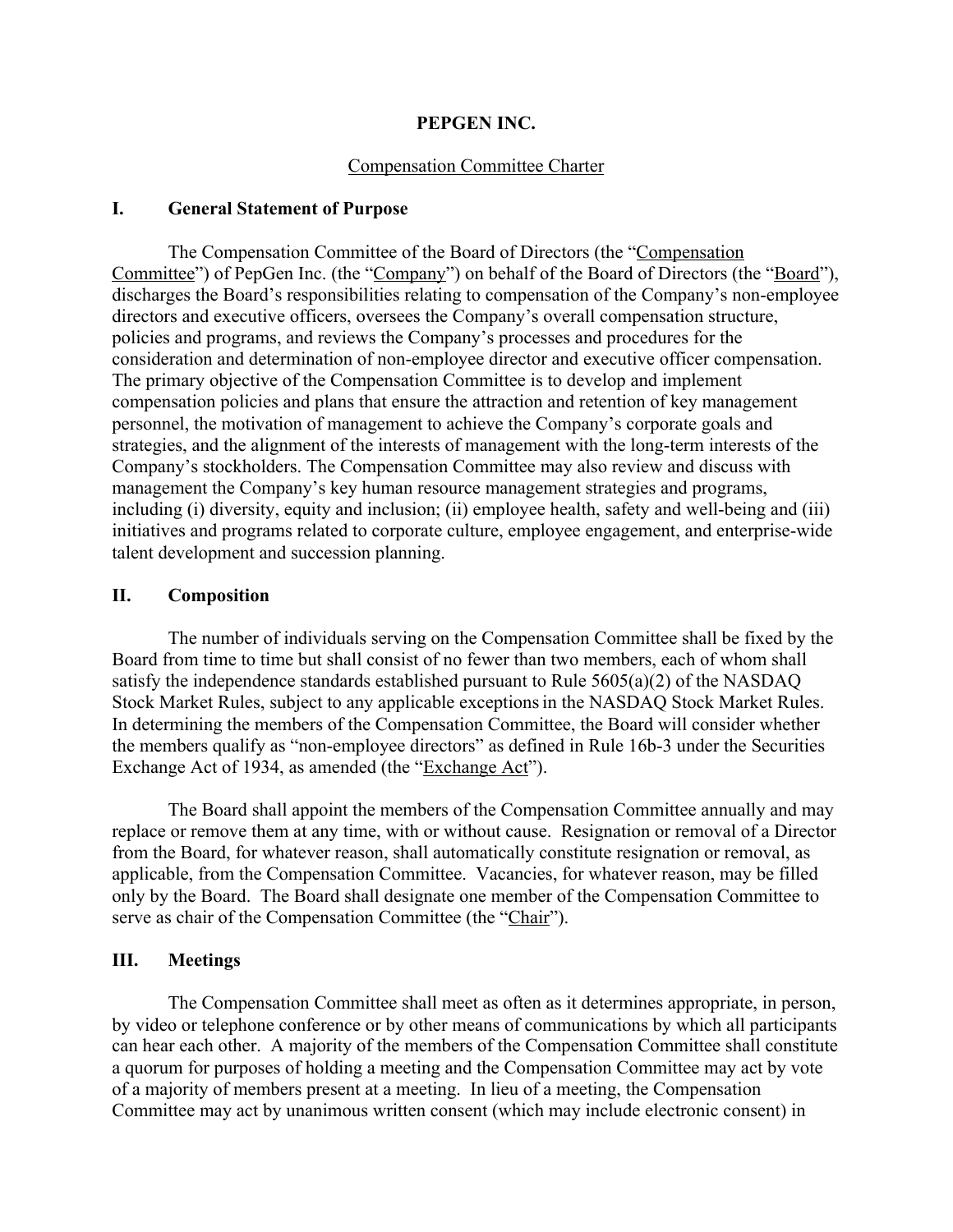# PEPGEN INC.

## Compensation Committee Charter

## I. General Statement of Purpose

The Compensation Committee of the Board of Directors (the "Compensation Committee") of PepGen Inc. (the "Company") on behalf of the Board of Directors (the "Board"), discharges the Board's responsibilities relating to compensation of the Company's non-employee directors and executive officers, oversees the Company's overall compensation structure, policies and programs, and reviews the Company's processes and procedures for the consideration and determination of non-employee director and executive officer compensation. The primary objective of the Compensation Committee is to develop and implement compensation policies and plans that ensure the attraction and retention of key management personnel, the motivation of management to achieve the Company's corporate goals and strategies, and the alignment of the interests of management with the long-term interests of the Company's stockholders. The Compensation Committee may also review and discuss with management the Company's key human resource management strategies and programs, including (i) diversity, equity and inclusion; (ii) employee health, safety and well-being and (iii) initiatives and programs related to corporate culture, employee engagement, and enterprise-wide talent development and succession planning.

## II. Composition

The number of individuals serving on the Compensation Committee shall be fixed by the Board from time to time but shall consist of no fewer than two members, each of whom shall satisfy the independence standards established pursuant to Rule 5605(a)(2) of the NASDAQ Stock Market Rules, subject to any applicable exceptions in the NASDAQ Stock Market Rules. In determining the members of the Compensation Committee, the Board will consider whether the members qualify as "non-employee directors" as defined in Rule 16b-3 under the Securities Exchange Act of 1934, as amended (the "Exchange Act").

The Board shall appoint the members of the Compensation Committee annually and may replace or remove them at any time, with or without cause. Resignation or removal of a Director from the Board, for whatever reason, shall automatically constitute resignation or removal, as applicable, from the Compensation Committee. Vacancies, for whatever reason, may be filled only by the Board. The Board shall designate one member of the Compensation Committee to serve as chair of the Compensation Committee (the "Chair").

## III. Meetings

The Compensation Committee shall meet as often as it determines appropriate, in person, by video or telephone conference or by other means of communications by which all participants can hear each other. A majority of the members of the Compensation Committee shall constitute a quorum for purposes of holding a meeting and the Compensation Committee may act by vote of a majority of members present at a meeting. In lieu of a meeting, the Compensation Committee may act by unanimous written consent (which may include electronic consent) in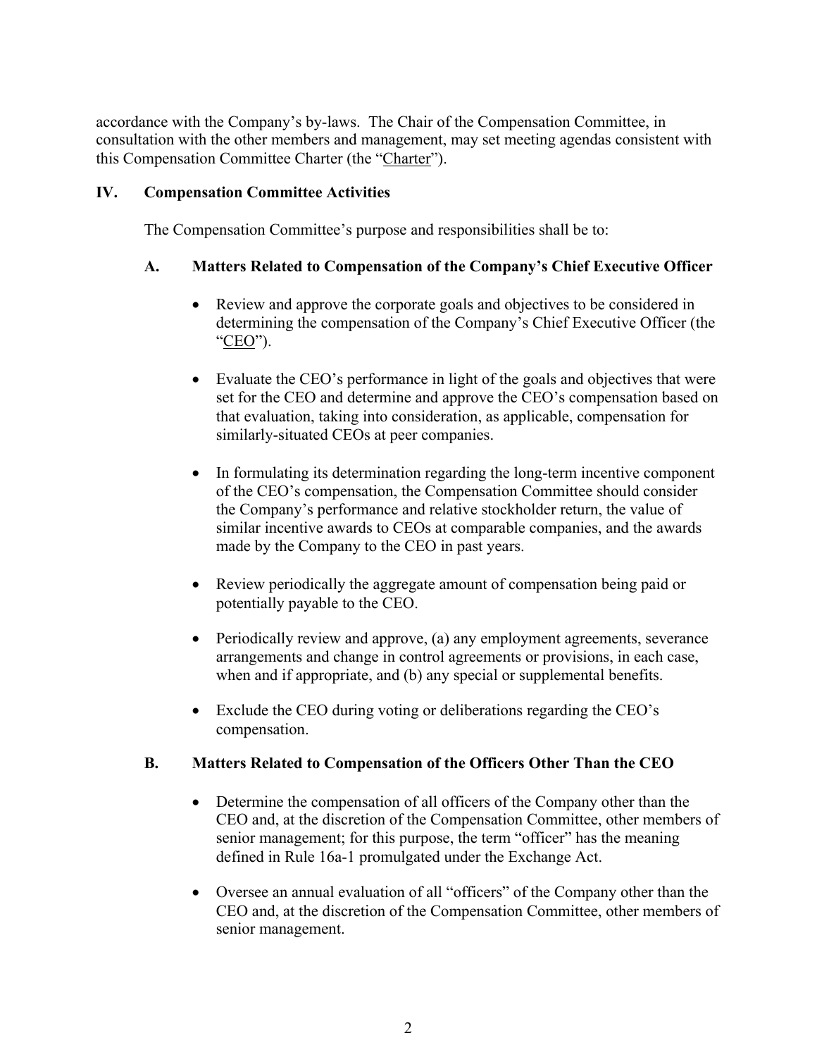accordance with the Company's by-laws. The Chair of the Compensation Committee, in consultation with the other members and management, may set meeting agendas consistent with this Compensation Committee Charter (the "Charter").

## IV. Compensation Committee Activities

The Compensation Committee's purpose and responsibilities shall be to:

### A. Matters Related to Compensation of the Company's Chief Executive Officer

- Review and approve the corporate goals and objectives to be considered in determining the compensation of the Company's Chief Executive Officer (the "CEO").
- Evaluate the CEO's performance in light of the goals and objectives that were set for the CEO and determine and approve the CEO's compensation based on that evaluation, taking into consideration, as applicable, compensation for similarly-situated CEOs at peer companies.
- In formulating its determination regarding the long-term incentive component of the CEO's compensation, the Compensation Committee should consider the Company's performance and relative stockholder return, the value of similar incentive awards to CEOs at comparable companies, and the awards made by the Company to the CEO in past years.
- Review periodically the aggregate amount of compensation being paid or potentially payable to the CEO.
- Periodically review and approve, (a) any employment agreements, severance arrangements and change in control agreements or provisions, in each case, when and if appropriate, and (b) any special or supplemental benefits.
- Exclude the CEO during voting or deliberations regarding the CEO's compensation.

### B. Matters Related to Compensation of the Officers Other Than the CEO

- Determine the compensation of all officers of the Company other than the CEO and, at the discretion of the Compensation Committee, other members of senior management; for this purpose, the term "officer" has the meaning defined in Rule 16a-1 promulgated under the Exchange Act.
- Oversee an annual evaluation of all "officers" of the Company other than the CEO and, at the discretion of the Compensation Committee, other members of senior management.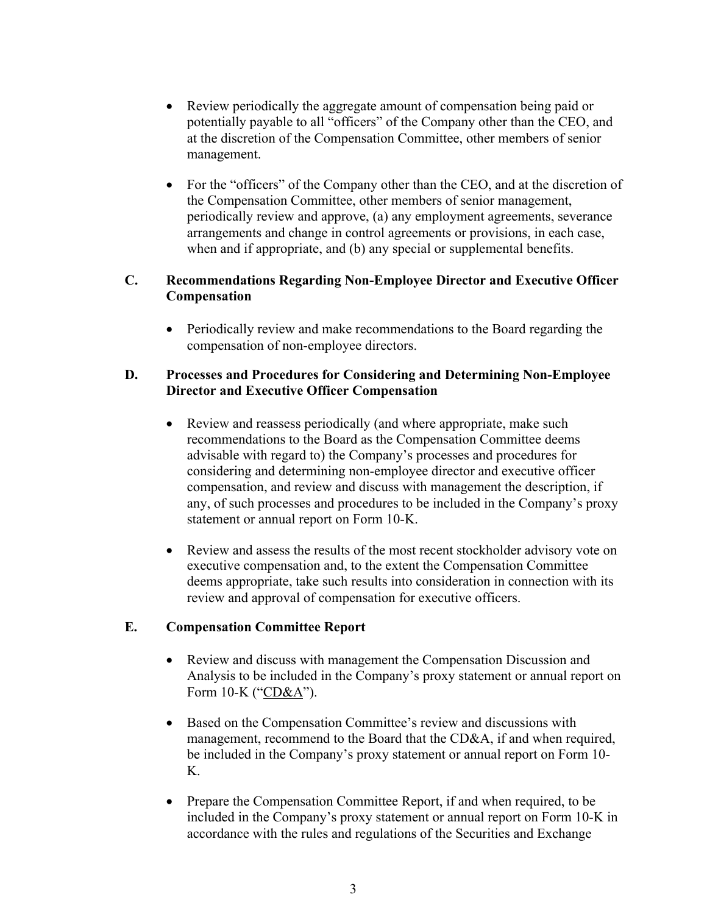- Review periodically the aggregate amount of compensation being paid or potentially payable to all "officers" of the Company other than the CEO, and at the discretion of the Compensation Committee, other members of senior management.

- For the "officers" of the Company other than the CEO, and at the discretion of the Compensation Committee, other members of senior management, periodically review and approve, (a) any employment agreements, severance arrangements and change in control agreements or provisions, in each case, when and if appropriate, and (b) any special or supplemental benefits.

### C. Recommendations Regarding Non-Employee Director and Executive Officer Compensation

- Periodically review and make recommendations to the Board regarding the compensation of non-employee directors.

### D. Processes and Procedures for Considering and Determining Non-Employee Director and Executive Officer Compensation

- Review and reassess periodically (and where appropriate, make such recommendations to the Board as the Compensation Committee deems advisable with regard to) the Company's processes and procedures for considering and determining non-employee director and executive officer compensation, and review and discuss with management the description, if any, of such processes and procedures to be included in the Company's proxy statement or annual report on Form 10-K.

- Review and assess the results of the most recent stockholder advisory vote on executive compensation and, to the extent the Compensation Committee deems appropriate, take such results into consideration in connection with its review and approval of compensation for executive officers.

### E. Compensation Committee Report

- Review and discuss with management the Compensation Discussion and Analysis to be included in the Company's proxy statement or annual report on Form 10-K ("CD&A").

- Based on the Compensation Committee's review and discussions with management, recommend to the Board that the CD&A, if and when required, be included in the Company's proxy statement or annual report on Form 10-K.

- Prepare the Compensation Committee Report, if and when required, to be included in the Company's proxy statement or annual report on Form 10-K in accordance with the rules and regulations of the Securities and Exchange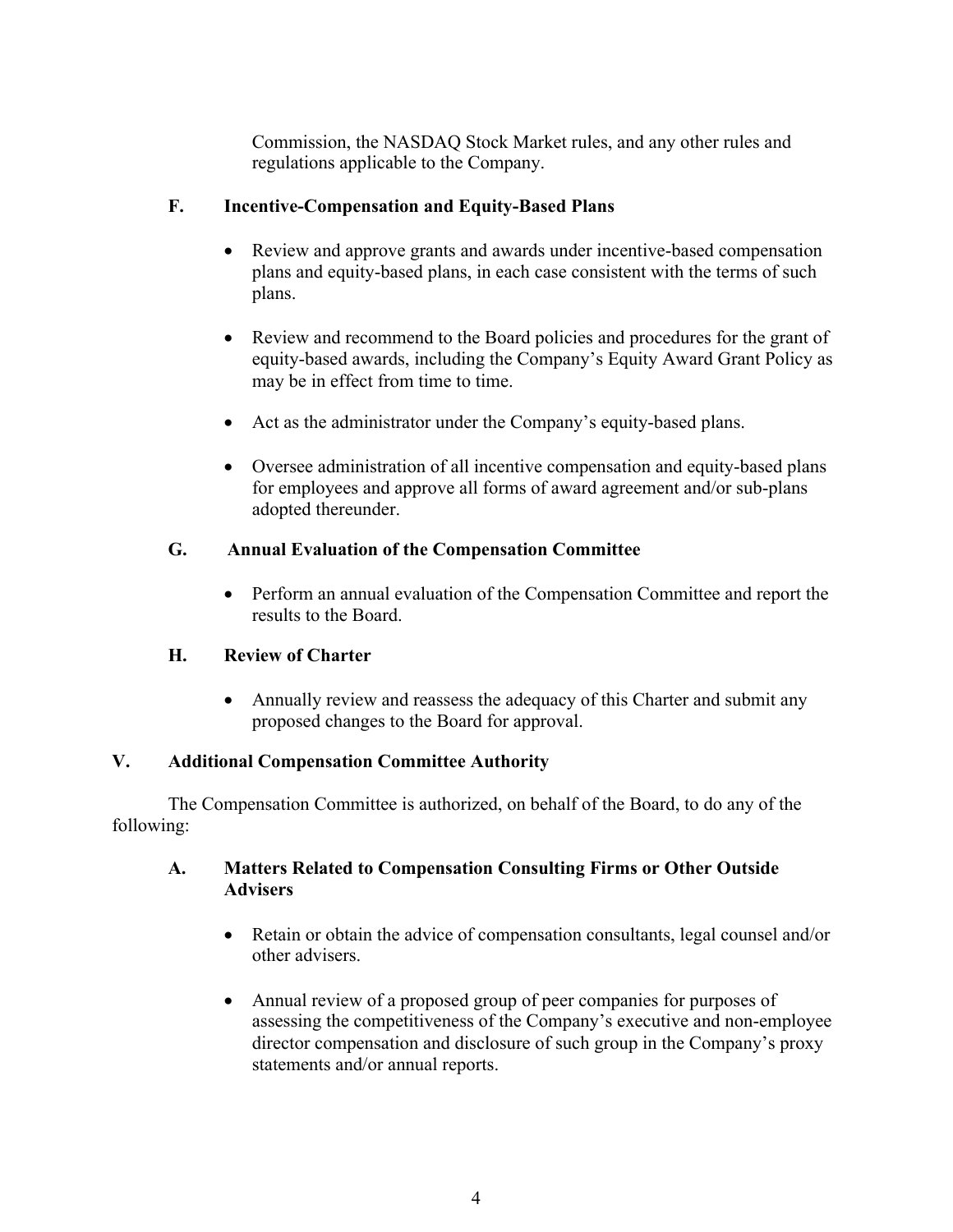Commission, the NASDAQ Stock Market rules, and any other rules and regulations applicable to the Company.

### F. Incentive-Compensation and Equity-Based Plans

- Review and approve grants and awards under incentive-based compensation plans and equity-based plans, in each case consistent with the terms of such plans.
- Review and recommend to the Board policies and procedures for the grant of equity-based awards, including the Company's Equity Award Grant Policy as may be in effect from time to time.
- Act as the administrator under the Company's equity-based plans.
- Oversee administration of all incentive compensation and equity-based plans for employees and approve all forms of award agreement and/or sub-plans adopted thereunder.

### G. Annual Evaluation of the Compensation Committee

- Perform an annual evaluation of the Compensation Committee and report the results to the Board.

### H. Review of Charter

- Annually review and reassess the adequacy of this Charter and submit any proposed changes to the Board for approval.

## V. Additional Compensation Committee Authority

The Compensation Committee is authorized, on behalf of the Board, to do any of the following:

### A. Matters Related to Compensation Consulting Firms or Other Outside Advisers

- Retain or obtain the advice of compensation consultants, legal counsel and/or other advisers.
- Annual review of a proposed group of peer companies for purposes of assessing the competitiveness of the Company's executive and non-employee director compensation and disclosure of such group in the Company's proxy statements and/or annual reports.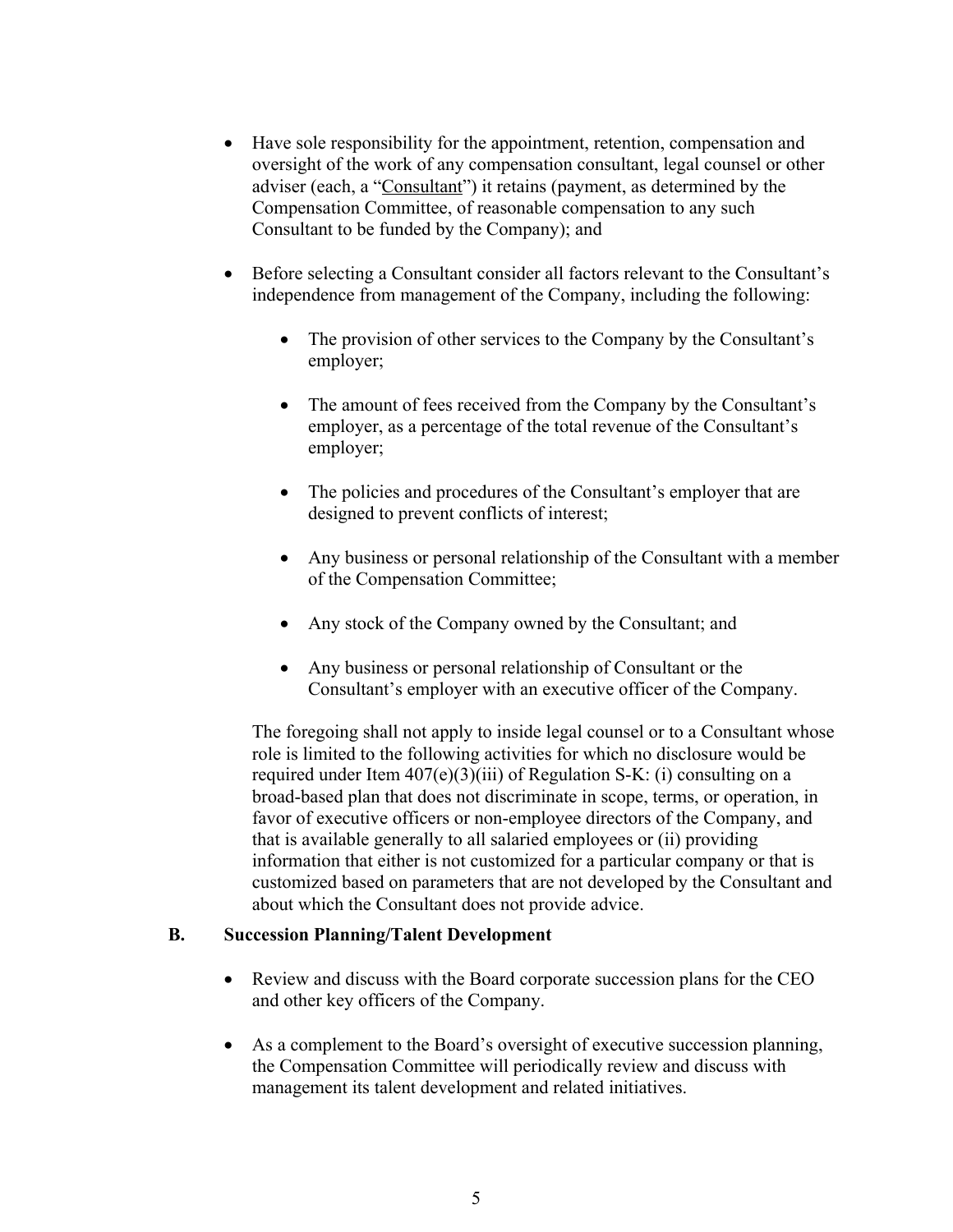- Have sole responsibility for the appointment, retention, compensation and oversight of the work of any compensation consultant, legal counsel or other adviser (each, a "Consultant") it retains (payment, as determined by the Compensation Committee, of reasonable compensation to any such Consultant to be funded by the Company); and

- Before selecting a Consultant consider all factors relevant to the Consultant's independence from management of the Company, including the following:

  - The provision of other services to the Company by the Consultant's employer;

  - The amount of fees received from the Company by the Consultant's employer, as a percentage of the total revenue of the Consultant's employer;

  - The policies and procedures of the Consultant's employer that are designed to prevent conflicts of interest;

  - Any business or personal relationship of the Consultant with a member of the Compensation Committee;

  - Any stock of the Company owned by the Consultant; and

  - Any business or personal relationship of Consultant or the Consultant's employer with an executive officer of the Company.

  The foregoing shall not apply to inside legal counsel or to a Consultant whose role is limited to the following activities for which no disclosure would be required under Item 407(e)(3)(iii) of Regulation S-K: (i) consulting on a broad-based plan that does not discriminate in scope, terms, or operation, in favor of executive officers or non-employee directors of the Company, and that is available generally to all salaried employees or (ii) providing information that either is not customized for a particular company or that is customized based on parameters that are not developed by the Consultant and about which the Consultant does not provide advice.

### B. Succession Planning/Talent Development

- Review and discuss with the Board corporate succession plans for the CEO and other key officers of the Company.

- As a complement to the Board's oversight of executive succession planning, the Compensation Committee will periodically review and discuss with management its talent development and related initiatives.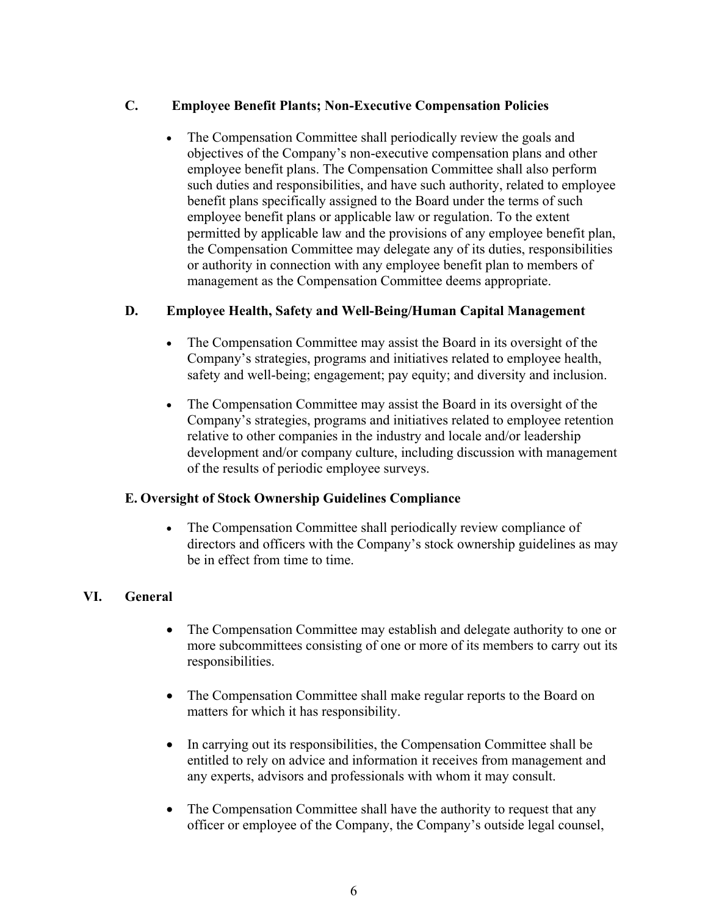### C. Employee Benefit Plants; Non-Executive Compensation Policies

- The Compensation Committee shall periodically review the goals and objectives of the Company's non-executive compensation plans and other employee benefit plans. The Compensation Committee shall also perform such duties and responsibilities, and have such authority, related to employee benefit plans specifically assigned to the Board under the terms of such employee benefit plans or applicable law or regulation. To the extent permitted by applicable law and the provisions of any employee benefit plan, the Compensation Committee may delegate any of its duties, responsibilities or authority in connection with any employee benefit plan to members of management as the Compensation Committee deems appropriate.

### D. Employee Health, Safety and Well-Being/Human Capital Management

- The Compensation Committee may assist the Board in its oversight of the Company's strategies, programs and initiatives related to employee health, safety and well-being; engagement; pay equity; and diversity and inclusion.

- The Compensation Committee may assist the Board in its oversight of the Company's strategies, programs and initiatives related to employee retention relative to other companies in the industry and locale and/or leadership development and/or company culture, including discussion with management of the results of periodic employee surveys.

### E. Oversight of Stock Ownership Guidelines Compliance

- The Compensation Committee shall periodically review compliance of directors and officers with the Company's stock ownership guidelines as may be in effect from time to time.

## VI. General

- The Compensation Committee may establish and delegate authority to one or more subcommittees consisting of one or more of its members to carry out its responsibilities.

- The Compensation Committee shall make regular reports to the Board on matters for which it has responsibility.

- In carrying out its responsibilities, the Compensation Committee shall be entitled to rely on advice and information it receives from management and any experts, advisors and professionals with whom it may consult.

- The Compensation Committee shall have the authority to request that any officer or employee of the Company, the Company's outside legal counsel,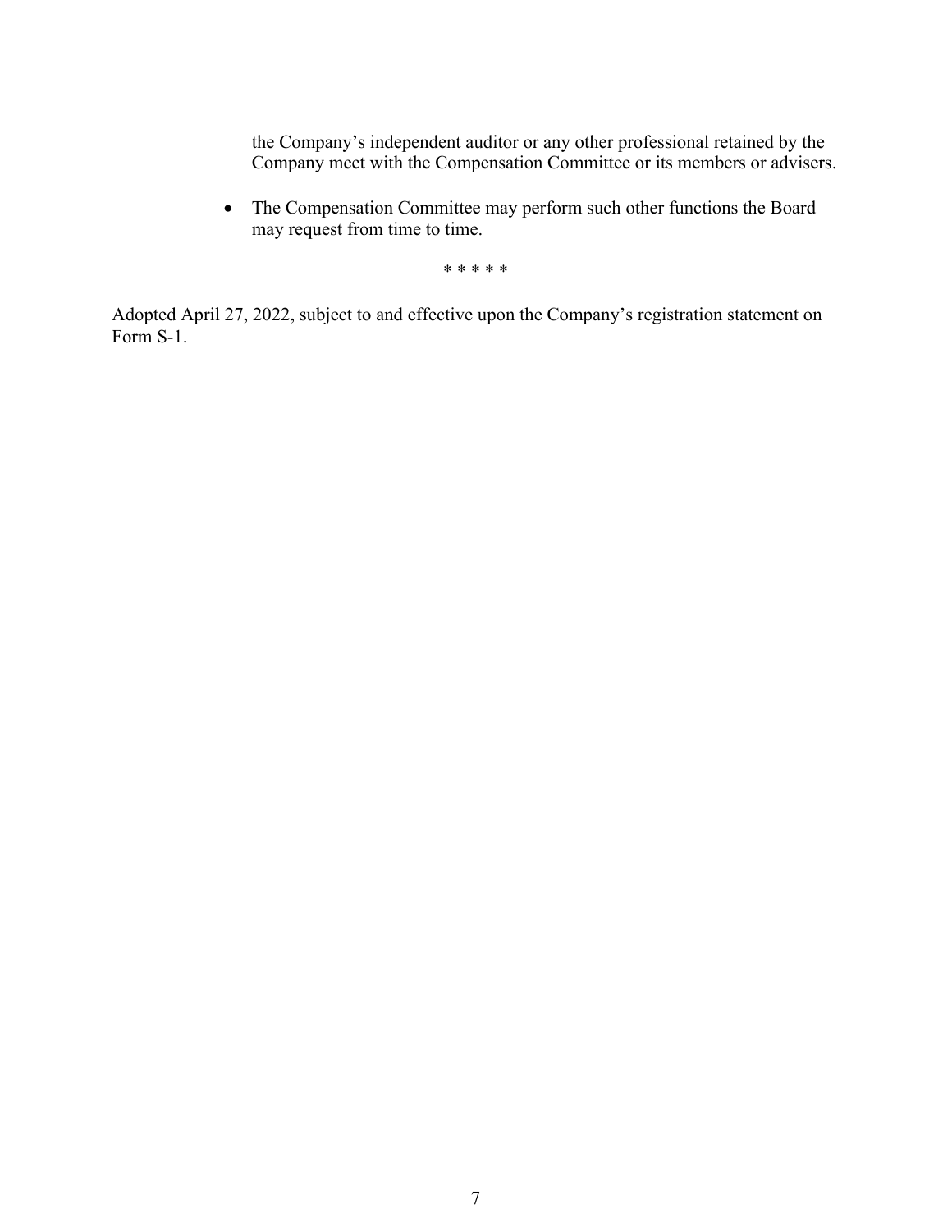the Company's independent auditor or any other professional retained by the Company meet with the Compensation Committee or its members or advisers.

- The Compensation Committee may perform such other functions the Board may request from time to time.

\* \* \* \* \*

Adopted April 27, 2022, subject to and effective upon the Company's registration statement on Form S-1.